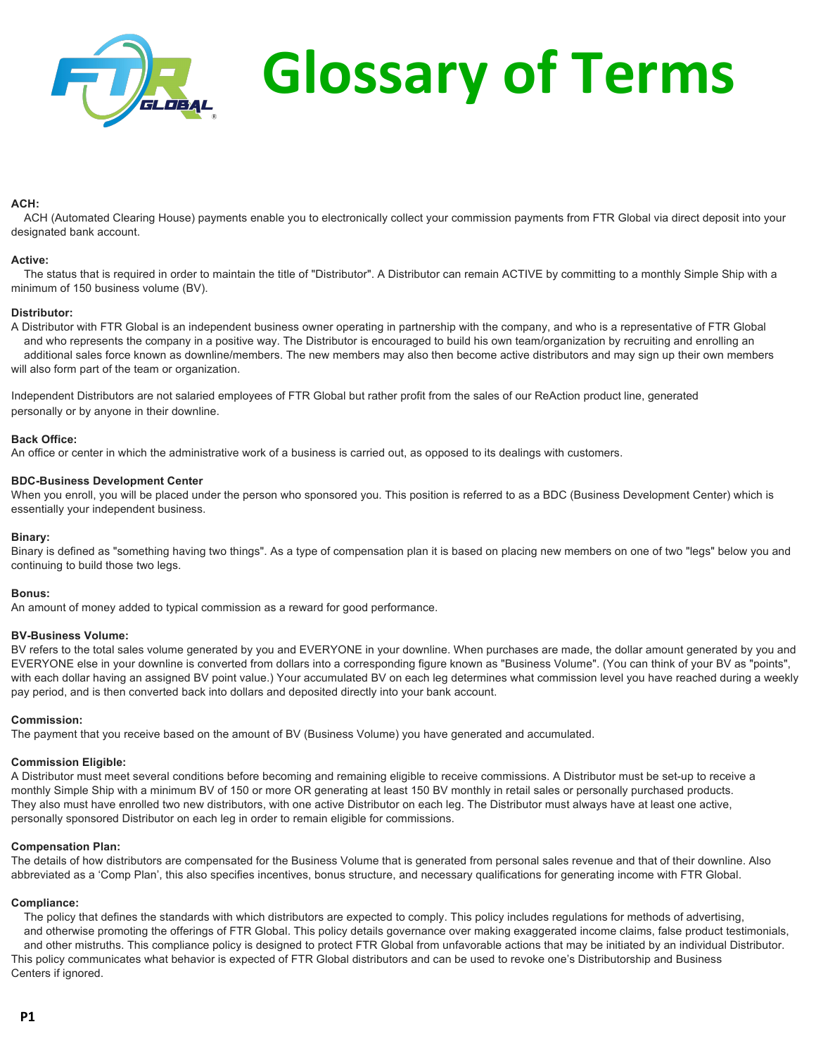# Glossary of Terms

**ACH:**
ACH (Automated Clearing House) payments enable you to electronically collect your commission payments from FTR Global via direct deposit into your designated bank account.

**Active:**
The status that is required in order to maintain the title of "Distributor". A Distributor can remain ACTIVE by committing to a monthly Simple Ship with a minimum of 150 business volume (BV).

**Distributor:**
A Distributor with FTR Global is an independent business owner operating in partnership with the company, and who is a representative of FTR Global and who represents the company in a positive way. The Distributor is encouraged to build his own team/organization by recruiting and enrolling an additional sales force known as downline/members. The new members may also then become active distributors and may sign up their own members will also form part of the team or organization.

Independent Distributors are not salaried employees of FTR Global but rather profit from the sales of our ReAction product line, generated personally or by anyone in their downline.

**Back Office:**
An office or center in which the administrative work of a business is carried out, as opposed to its dealings with customers.

**BDC-Business Development Center**
When you enroll, you will be placed under the person who sponsored you. This position is referred to as a BDC (Business Development Center) which is essentially your independent business.

**Binary:**
Binary is defined as "something having two things". As a type of compensation plan it is based on placing new members on one of two "legs" below you and continuing to build those two legs.

**Bonus:**
An amount of money added to typical commission as a reward for good performance.

**BV-Business Volume:**
BV refers to the total sales volume generated by you and EVERYONE in your downline. When purchases are made, the dollar amount generated by you and EVERYONE else in your downline is converted from dollars into a corresponding figure known as "Business Volume". (You can think of your BV as "points", with each dollar having an assigned BV point value.) Your accumulated BV on each leg determines what commission level you have reached during a weekly pay period, and is then converted back into dollars and deposited directly into your bank account.

**Commission:**
The payment that you receive based on the amount of BV (Business Volume) you have generated and accumulated.

**Commission Eligible:**
A Distributor must meet several conditions before becoming and remaining eligible to receive commissions. A Distributor must be set-up to receive a monthly Simple Ship with a minimum BV of 150 or more OR generating at least 150 BV monthly in retail sales or personally purchased products. They also must have enrolled two new distributors, with one active Distributor on each leg. The Distributor must always have at least one active, personally sponsored Distributor on each leg in order to remain eligible for commissions.

**Compensation Plan:**
The details of how distributors are compensated for the Business Volume that is generated from personal sales revenue and that of their downline. Also abbreviated as a 'Comp Plan', this also specifies incentives, bonus structure, and necessary qualifications for generating income with FTR Global.

**Compliance:**
The policy that defines the standards with which distributors are expected to comply. This policy includes regulations for methods of advertising, and otherwise promoting the offerings of FTR Global. This policy details governance over making exaggerated income claims, false product testimonials, and other mistruths. This compliance policy is designed to protect FTR Global from unfavorable actions that may be initiated by an individual Distributor. This policy communicates what behavior is expected of FTR Global distributors and can be used to revoke one's Distributorship and Business Centers if ignored.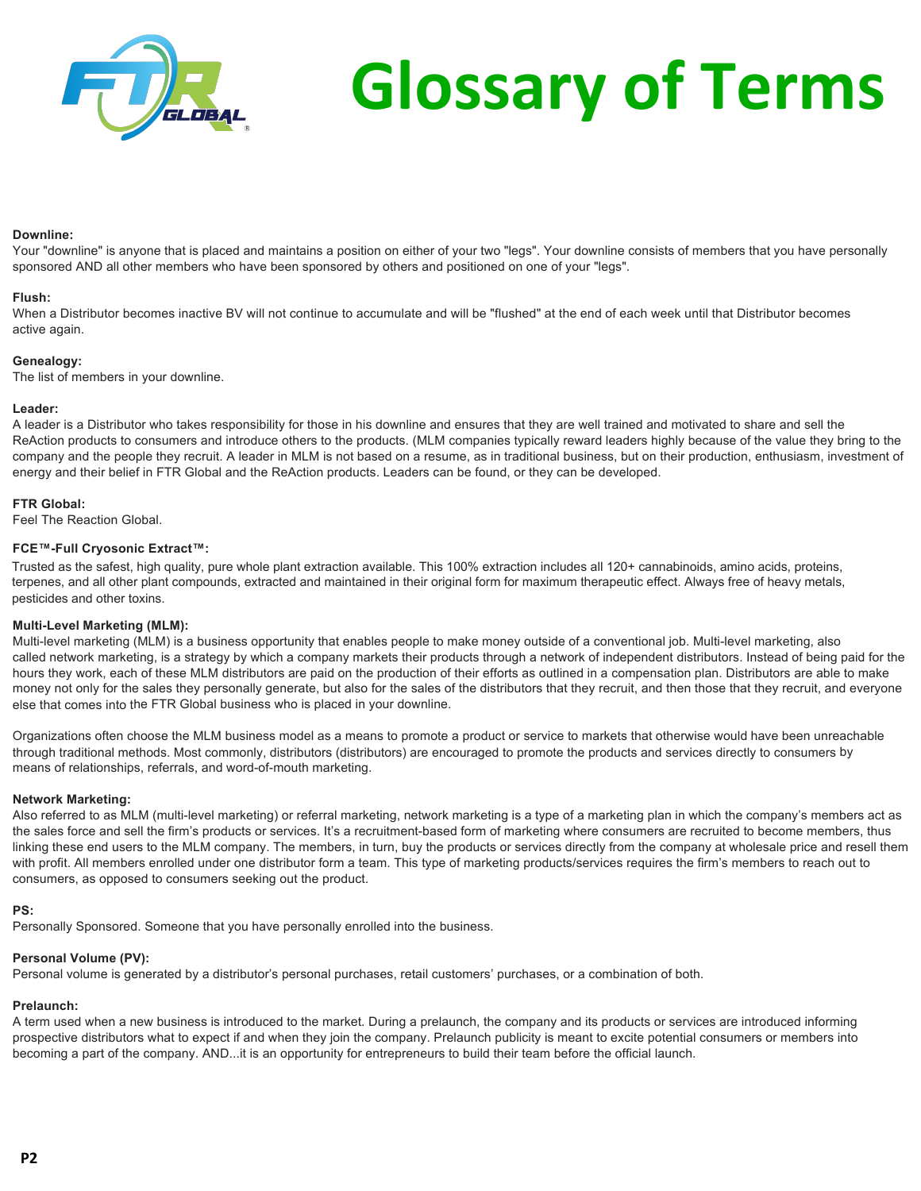# Glossary of Terms

**Downline:**
Your "downline" is anyone that is placed and maintains a position on either of your two "legs". Your downline consists of members that you have personally sponsored AND all other members who have been sponsored by others and positioned on one of your "legs".

**Flush:**
When a Distributor becomes inactive BV will not continue to accumulate and will be "flushed" at the end of each week until that Distributor becomes active again.

**Genealogy:**
The list of members in your downline.

**Leader:**
A leader is a Distributor who takes responsibility for those in his downline and ensures that they are well trained and motivated to share and sell the ReAction products to consumers and introduce others to the products. (MLM companies typically reward leaders highly because of the value they bring to the company and the people they recruit. A leader in MLM is not based on a resume, as in traditional business, but on their production, enthusiasm, investment of energy and their belief in FTR Global and the ReAction products. Leaders can be found, or they can be developed.

**FTR Global:**
Feel The Reaction Global.

**FCE™-Full Cryosonic Extract™:**
Trusted as the safest, high quality, pure whole plant extraction available. This 100% extraction includes all 120+ cannabinoids, amino acids, proteins, terpenes, and all other plant compounds, extracted and maintained in their original form for maximum therapeutic effect. Always free of heavy metals, pesticides and other toxins.

**Multi-Level Marketing (MLM):**
Multi-level marketing (MLM) is a business opportunity that enables people to make money outside of a conventional job. Multi-level marketing, also called network marketing, is a strategy by which a company markets their products through a network of independent distributors. Instead of being paid for the hours they work, each of these MLM distributors are paid on the production of their efforts as outlined in a compensation plan. Distributors are able to make money not only for the sales they personally generate, but also for the sales of the distributors that they recruit, and then those that they recruit, and everyone else that comes into the FTR Global business who is placed in your downline.

Organizations often choose the MLM business model as a means to promote a product or service to markets that otherwise would have been unreachable through traditional methods. Most commonly, distributors (distributors) are encouraged to promote the products and services directly to consumers by means of relationships, referrals, and word-of-mouth marketing.

**Network Marketing:**
Also referred to as MLM (multi-level marketing) or referral marketing, network marketing is a type of a marketing plan in which the company's members act as the sales force and sell the firm's products or services. It's a recruitment-based form of marketing where consumers are recruited to become members, thus linking these end users to the MLM company. The members, in turn, buy the products or services directly from the company at wholesale price and resell them with profit. All members enrolled under one distributor form a team. This type of marketing products/services requires the firm's members to reach out to consumers, as opposed to consumers seeking out the product.

**PS:**
Personally Sponsored. Someone that you have personally enrolled into the business.

**Personal Volume (PV):**
Personal volume is generated by a distributor's personal purchases, retail customers' purchases, or a combination of both.

**Prelaunch:**
A term used when a new business is introduced to the market. During a prelaunch, the company and its products or services are introduced informing prospective distributors what to expect if and when they join the company. Prelaunch publicity is meant to excite potential consumers or members into becoming a part of the company. AND...it is an opportunity for entrepreneurs to build their team before the official launch.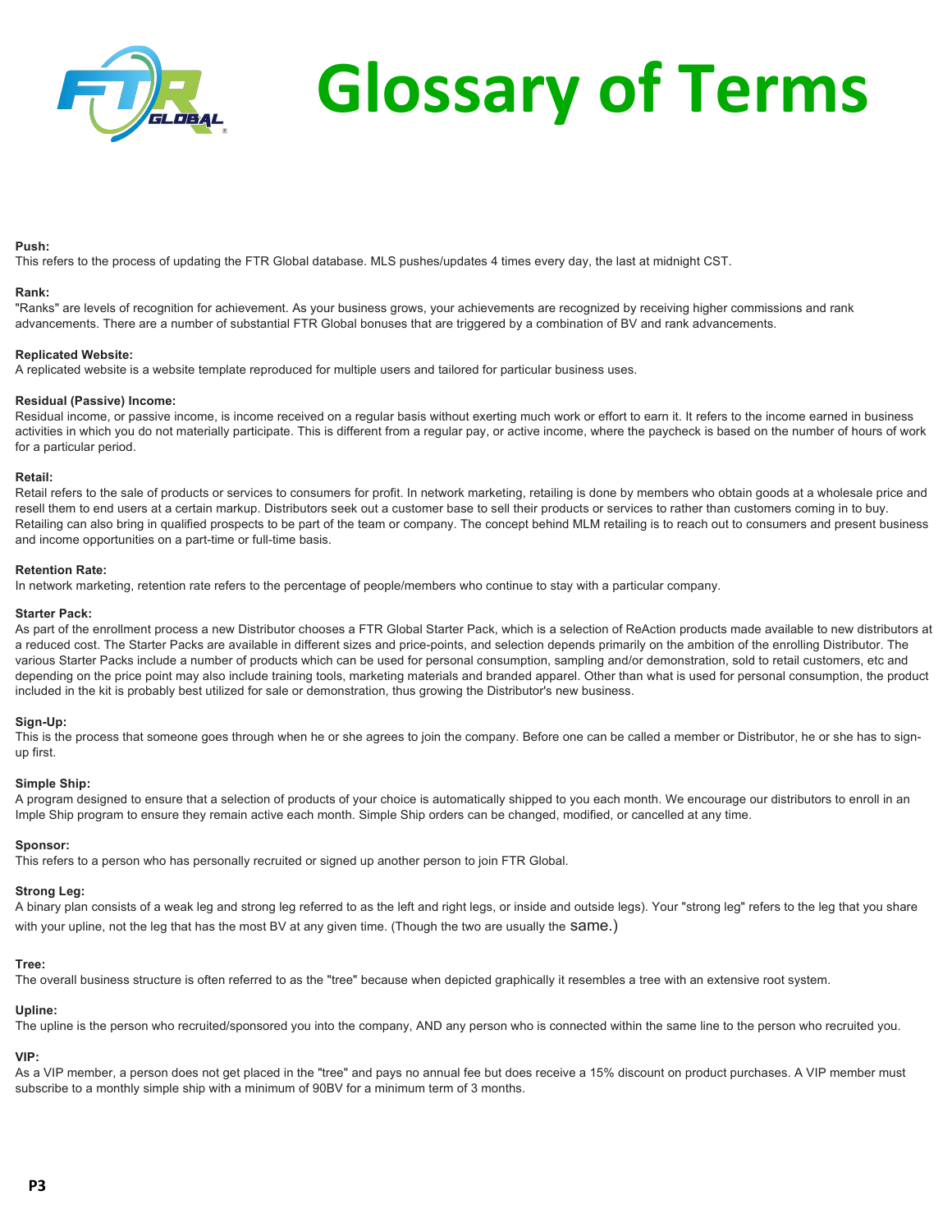# Glossary of Terms

**Push:**
This refers to the process of updating the FTR Global database. MLS pushes/updates 4 times every day, the last at midnight CST.

**Rank:**
"Ranks" are levels of recognition for achievement. As your business grows, your achievements are recognized by receiving higher commissions and rank advancements. There are a number of substantial FTR Global bonuses that are triggered by a combination of BV and rank advancements.

**Replicated Website:**
A replicated website is a website template reproduced for multiple users and tailored for particular business uses.

**Residual (Passive) Income:**
Residual income, or passive income, is income received on a regular basis without exerting much work or effort to earn it. It refers to the income earned in business activities in which you do not materially participate. This is different from a regular pay, or active income, where the paycheck is based on the number of hours of work for a particular period.

**Retail:**
Retail refers to the sale of products or services to consumers for profit. In network marketing, retailing is done by members who obtain goods at a wholesale price and resell them to end users at a certain markup. Distributors seek out a customer base to sell their products or services to rather than customers coming in to buy. Retailing can also bring in qualified prospects to be part of the team or company. The concept behind MLM retailing is to reach out to consumers and present business and income opportunities on a part-time or full-time basis.

**Retention Rate:**
In network marketing, retention rate refers to the percentage of people/members who continue to stay with a particular company.

**Starter Pack:**
As part of the enrollment process a new Distributor chooses a FTR Global Starter Pack, which is a selection of ReAction products made available to new distributors at a reduced cost. The Starter Packs are available in different sizes and price-points, and selection depends primarily on the ambition of the enrolling Distributor. The various Starter Packs include a number of products which can be used for personal consumption, sampling and/or demonstration, sold to retail customers, etc and depending on the price point may also include training tools, marketing materials and branded apparel. Other than what is used for personal consumption, the product included in the kit is probably best utilized for sale or demonstration, thus growing the Distributor's new business.

**Sign-Up:**
This is the process that someone goes through when he or she agrees to join the company. Before one can be called a member or Distributor, he or she has to sign-up first.

**Simple Ship:**
A program designed to ensure that a selection of products of your choice is automatically shipped to you each month. We encourage our distributors to enroll in an Imple Ship program to ensure they remain active each month. Simple Ship orders can be changed, modified, or cancelled at any time.

**Sponsor:**
This refers to a person who has personally recruited or signed up another person to join FTR Global.

**Strong Leg:**
A binary plan consists of a weak leg and strong leg referred to as the left and right legs, or inside and outside legs). Your "strong leg" refers to the leg that you share with your upline, not the leg that has the most BV at any given time. (Though the two are usually the same.)

**Tree:**
The overall business structure is often referred to as the "tree" because when depicted graphically it resembles a tree with an extensive root system.

**Upline:**
The upline is the person who recruited/sponsored you into the company, AND any person who is connected within the same line to the person who recruited you.

**VIP:**
As a VIP member, a person does not get placed in the "tree" and pays no annual fee but does receive a 15% discount on product purchases. A VIP member must subscribe to a monthly simple ship with a minimum of 90BV for a minimum term of 3 months.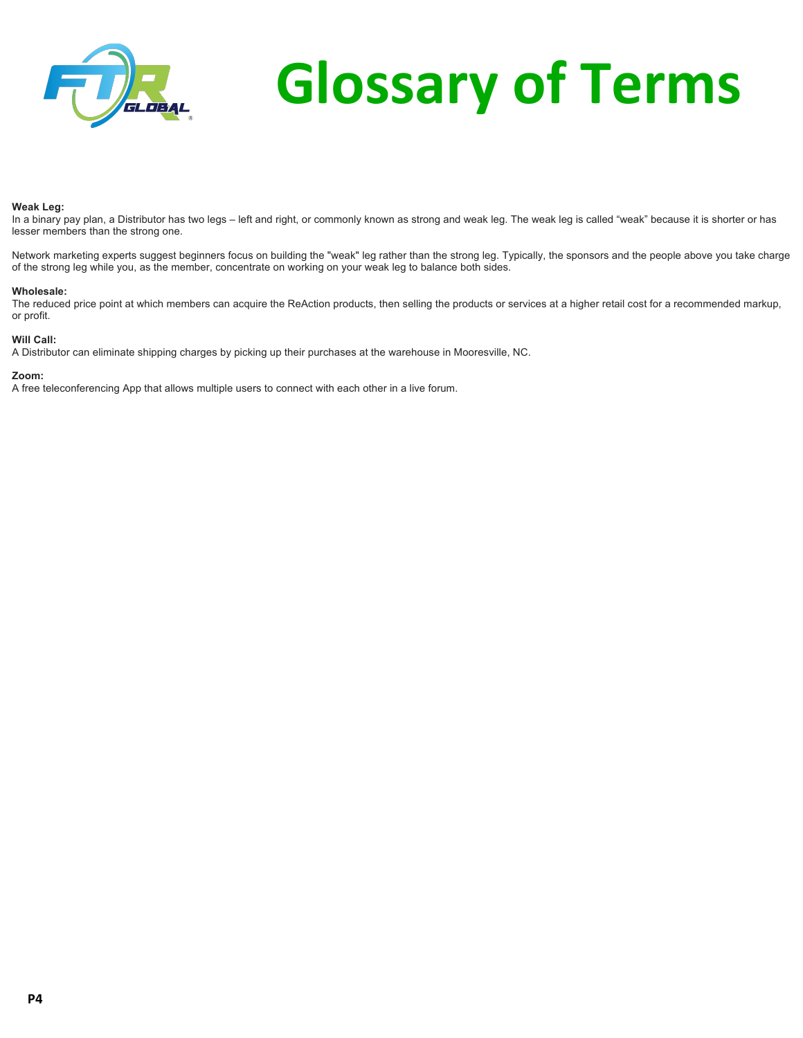# Glossary of Terms

**Weak Leg:**
In a binary pay plan, a Distributor has two legs – left and right, or commonly known as strong and weak leg. The weak leg is called "weak" because it is shorter or has lesser members than the strong one.

Network marketing experts suggest beginners focus on building the "weak" leg rather than the strong leg. Typically, the sponsors and the people above you take charge of the strong leg while you, as the member, concentrate on working on your weak leg to balance both sides.

**Wholesale:**
The reduced price point at which members can acquire the ReAction products, then selling the products or services at a higher retail cost for a recommended markup, or profit.

**Will Call:**
A Distributor can eliminate shipping charges by picking up their purchases at the warehouse in Mooresville, NC.

**Zoom:**
A free teleconferencing App that allows multiple users to connect with each other in a live forum.